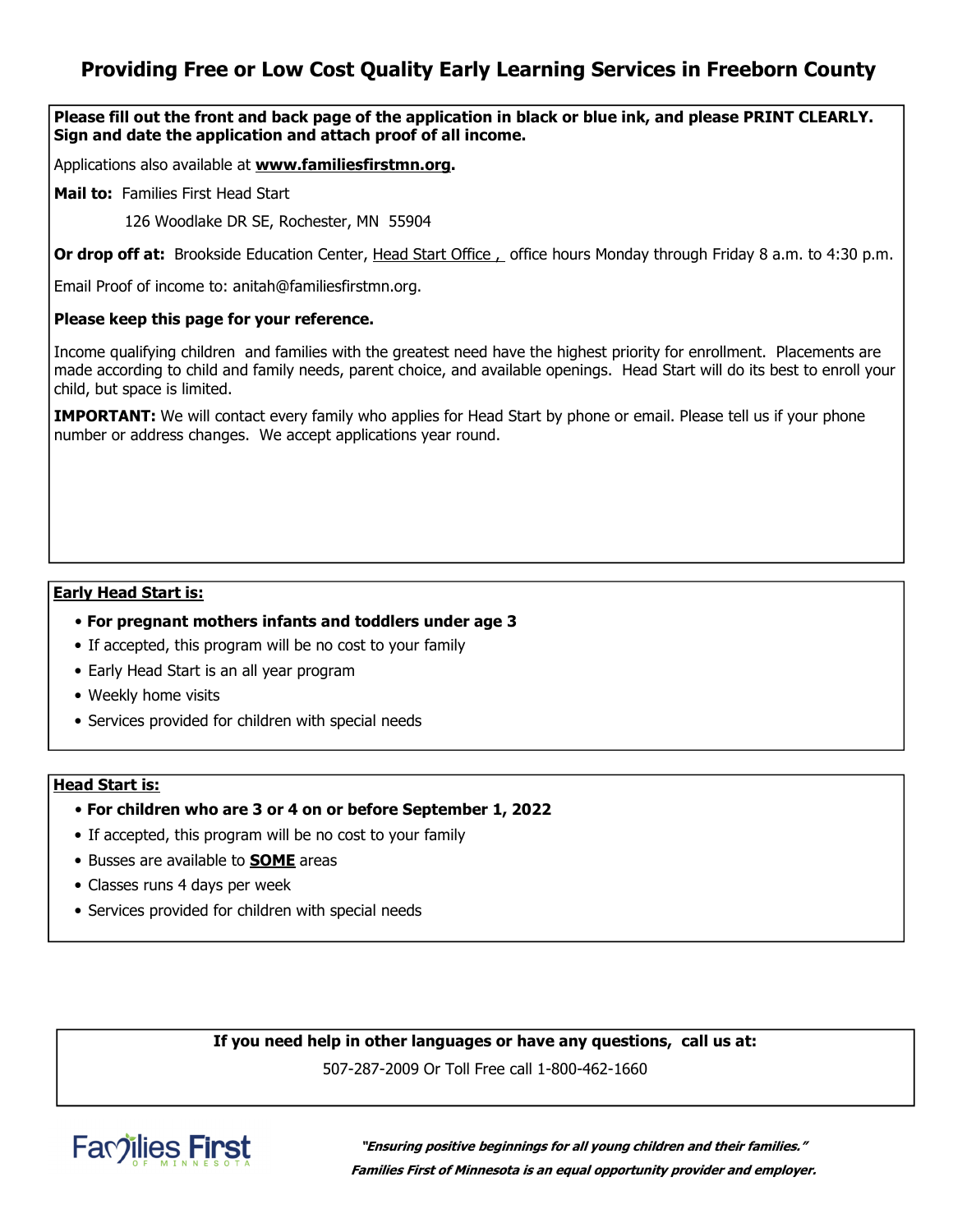# Providing Free or Low Cost Quality Early Learning Services in Freeborn County

**Please fill out the front and back page of the application in black or blue ink, and please PRINT CLEARLY. Sign and date the application and attach proof of all income.**

Applications also available at **www.familiesfirstmn.org**.

**Mail to:** Families First Head Start

126 Woodlake DR SE, Rochester, MN 55904

**Or drop off at:** Brookside Education Center, Head Start Office , office hours Monday through Friday 8 a.m. to 4:30 p.m.

Email Proof of income to: anitah@familiesfirstmn.org.

**Please keep this page for your reference.**

Income qualifying children and families with the greatest need have the highest priority for enrollment. Placements are made according to child and family needs, parent choice, and available openings. Head Start will do its best to enroll your child, but space is limited.

**IMPORTANT:** We will contact every family who applies for Head Start by phone or email. Please tell us if your phone number or address changes. We accept applications year round.

**Early Head Start is:**

- **For pregnant mothers infants and toddlers under age 3**
- If accepted, this program will be no cost to your family
- Early Head Start is an all year program
- Weekly home visits
- Services provided for children with special needs

**Head Start is:**

- **For children who are 3 or 4 on or before September 1, 2022**
- If accepted, this program will be no cost to your family
- Busses are available to **SOME** areas
- Classes runs 4 days per week
- Services provided for children with special needs

**If you need help in other languages or have any questions, call us at:**

507-287-2009 Or Toll Free call 1-800-462-1660

Families First OF MINNESOTA

***"Ensuring positive beginnings for all young children and their families."***

***Families First of Minnesota is an equal opportunity provider and employer.***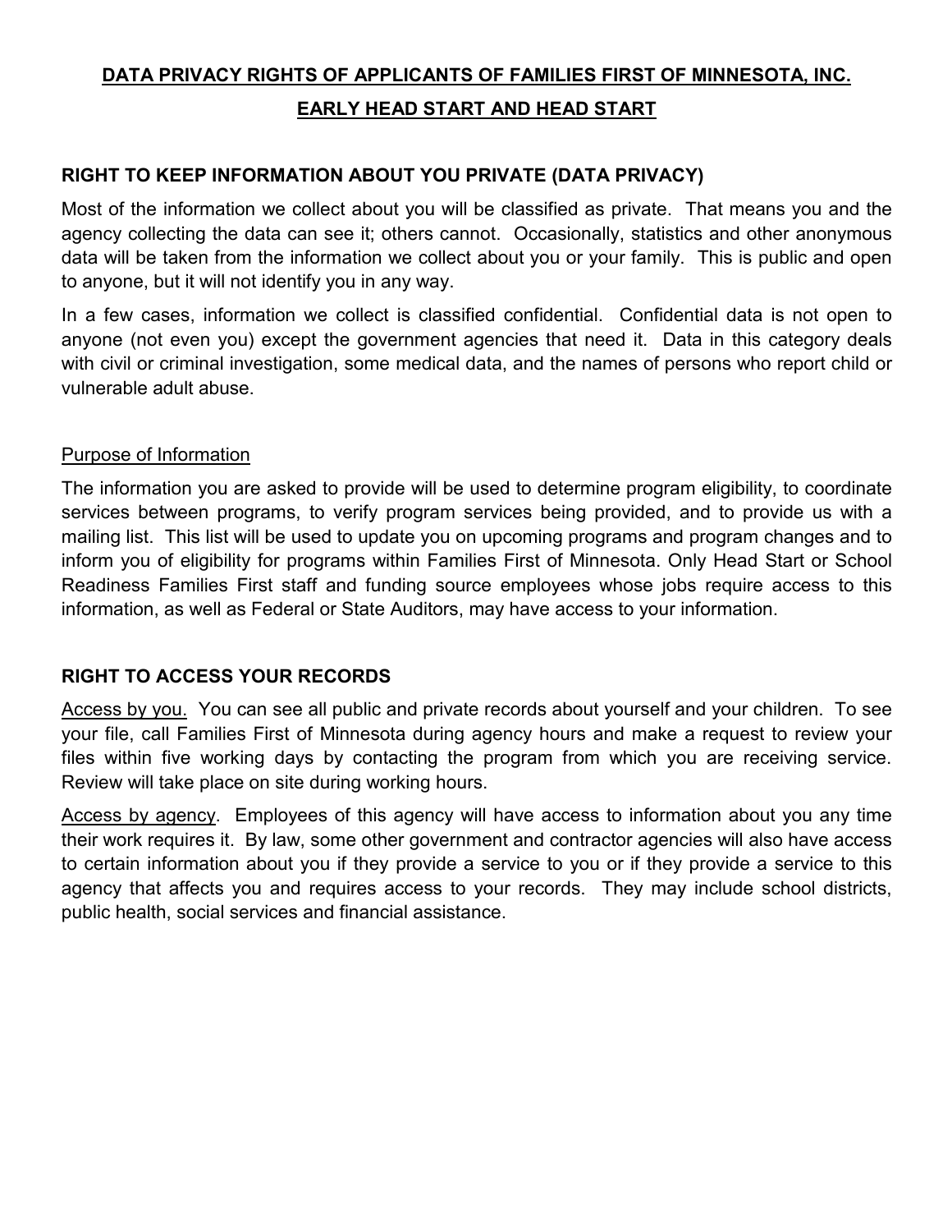# DATA PRIVACY RIGHTS OF APPLICANTS OF FAMILIES FIRST OF MINNESOTA, INC.
# EARLY HEAD START AND HEAD START

## RIGHT TO KEEP INFORMATION ABOUT YOU PRIVATE (DATA PRIVACY)

Most of the information we collect about you will be classified as private. That means you and the agency collecting the data can see it; others cannot. Occasionally, statistics and other anonymous data will be taken from the information we collect about you or your family. This is public and open to anyone, but it will not identify you in any way.

In a few cases, information we collect is classified confidential. Confidential data is not open to anyone (not even you) except the government agencies that need it. Data in this category deals with civil or criminal investigation, some medical data, and the names of persons who report child or vulnerable adult abuse.

### Purpose of Information

The information you are asked to provide will be used to determine program eligibility, to coordinate services between programs, to verify program services being provided, and to provide us with a mailing list. This list will be used to update you on upcoming programs and program changes and to inform you of eligibility for programs within Families First of Minnesota. Only Head Start or School Readiness Families First staff and funding source employees whose jobs require access to this information, as well as Federal or State Auditors, may have access to your information.

## RIGHT TO ACCESS YOUR RECORDS

Access by you. You can see all public and private records about yourself and your children. To see your file, call Families First of Minnesota during agency hours and make a request to review your files within five working days by contacting the program from which you are receiving service. Review will take place on site during working hours.

Access by agency. Employees of this agency will have access to information about you any time their work requires it. By law, some other government and contractor agencies will also have access to certain information about you if they provide a service to you or if they provide a service to this agency that affects you and requires access to your records. They may include school districts, public health, social services and financial assistance.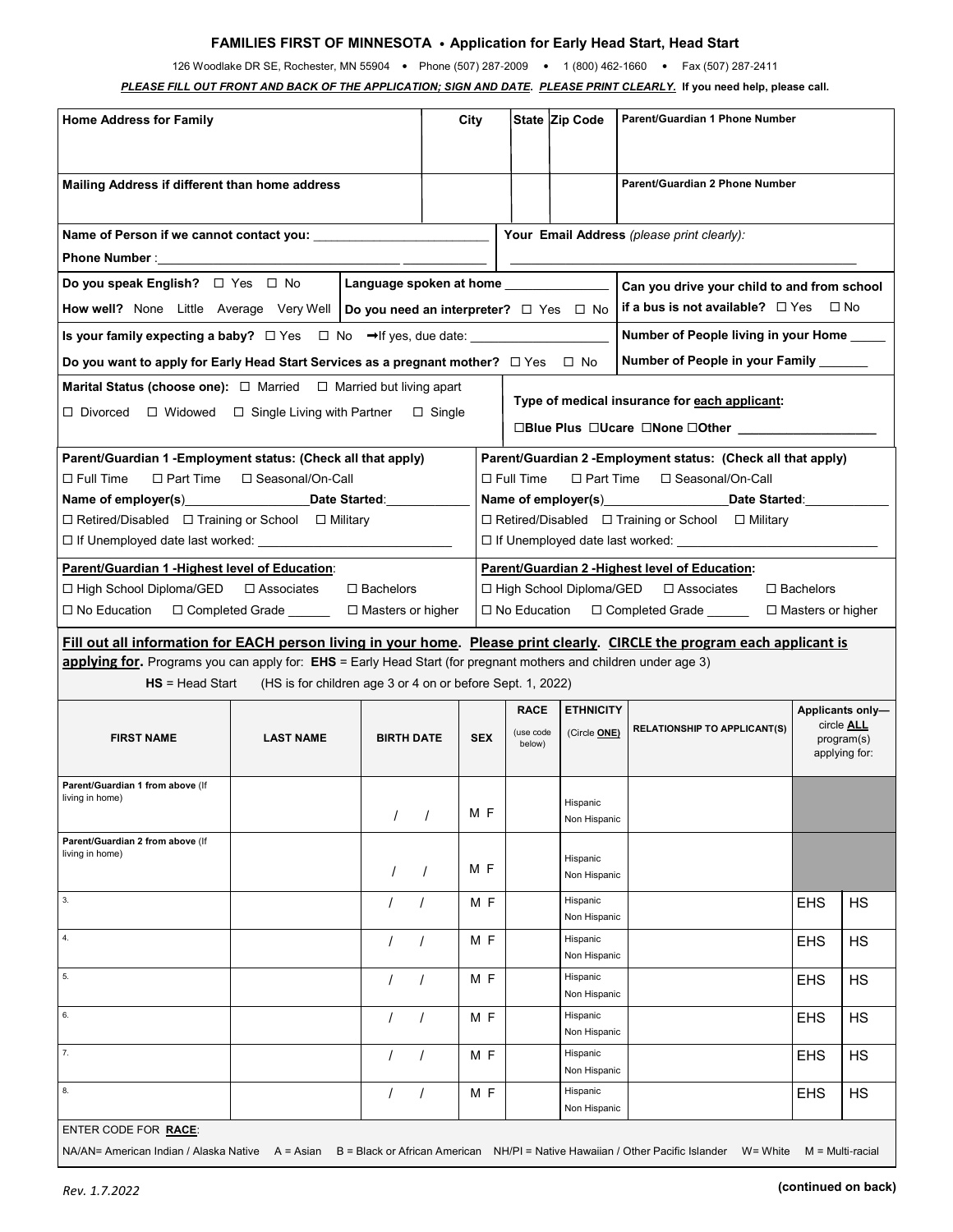**FAMILIES FIRST OF MINNESOTA • Application for Early Head Start, Head Start**

126 Woodlake DR SE, Rochester, MN 55904 • Phone (507) 287-2009 • 1 (800) 462-1660 • Fax (507) 287-2411

***PLEASE FILL OUT FRONT AND BACK OF THE APPLICATION; SIGN AND DATE. PLEASE PRINT CLEARLY.*** **If you need help, please call.**

| Home Address for Family | City | State | Zip Code | Parent/Guardian 1 Phone Number |
|---|---|---|---|---|
| | | | | |
| **Mailing Address if different than home address** | | | | **Parent/Guardian 2 Phone Number** |
| | | | | |

**Name of Person if we cannot contact you:** ______________________

**Phone Number**: ________________________________ ____________

**Your Email Address** *(please print clearly)*: ____________________________________________

**Do you speak English?** ☐ Yes ☐ No

**How well?** None Little Average Very Well

**Language spoken at home** _______________

**Do you need an interpreter?** ☐ Yes ☐ No

**Can you drive your child to and from school if a bus is not available?** ☐ Yes ☐ No

**Is your family expecting a baby?** ☐ Yes ☐ No ➞If yes, due date: ___________________

**Do you want to apply for Early Head Start Services as a pregnant mother?** ☐ Yes ☐ No

**Number of People living in your Home** _____

**Number of People in your Family** _______

**Marital Status (choose one):** ☐ Married ☐ Married but living apart ☐ Divorced ☐ Widowed ☐ Single Living with Partner ☐ Single

**Type of medical insurance for each applicant:**

**☐Blue Plus ☐Ucare ☐None ☐Other** ____________________

| Parent/Guardian 1 -Employment status: (Check all that apply) | Parent/Guardian 2 -Employment status: (Check all that apply) |
|---|---|
| ☐ Full Time ☐ Part Time ☐ Seasonal/On-Call | ☐ Full Time ☐ Part Time ☐ Seasonal/On-Call |
| **Name of employer(s)**_________________**Date Started**:____________ | **Name of employer(s)**_________________**Date Started**:____________ |
| ☐ Retired/Disabled ☐ Training or School ☐ Military | ☐ Retired/Disabled ☐ Training or School ☐ Military |
| ☐ If Unemployed date last worked: __________________________ | ☐ If Unemployed date last worked: __________________________ |

| Parent/Guardian 1 -Highest level of Education: | Parent/Guardian 2 -Highest level of Education: |
|---|---|
| ☐ High School Diploma/GED ☐ Associates ☐ Bachelors | ☐ High School Diploma/GED ☐ Associates ☐ Bachelors |
| ☐ No Education ☐ Completed Grade ______ ☐ Masters or higher | ☐ No Education ☐ Completed Grade ______ ☐ Masters or higher |

**Fill out all information for EACH person living in your home. Please print clearly. CIRCLE the program each applicant is applying for.** Programs you can apply for: **EHS** = Early Head Start (for pregnant mothers and children under age 3)

**HS** = Head Start (HS is for children age 3 or 4 on or before Sept. 1, 2022)

| FIRST NAME | LAST NAME | BIRTH DATE | SEX | RACE (use code below) | ETHNICITY (Circle ONE) | RELATIONSHIP TO APPLICANT(S) | Applicants only— circle ALL program(s) applying for: | |
|---|---|---|---|---|---|---|---|---|
| Parent/Guardian 1 from above (If living in home) | | / / | M F | | Hispanic Non Hispanic | | | |
| Parent/Guardian 2 from above (If living in home) | | / / | M F | | Hispanic Non Hispanic | | | |
| 3. | | / / | M F | | Hispanic Non Hispanic | | EHS | HS |
| 4. | | / / | M F | | Hispanic Non Hispanic | | EHS | HS |
| 5. | | / / | M F | | Hispanic Non Hispanic | | EHS | HS |
| 6. | | / / | M F | | Hispanic Non Hispanic | | EHS | HS |
| 7. | | / / | M F | | Hispanic Non Hispanic | | EHS | HS |
| 8. | | / / | M F | | Hispanic Non Hispanic | | EHS | HS |

ENTER CODE FOR **RACE**:

NA/AN= American Indian / Alaska Native A = Asian B = Black or African American NH/PI = Native Hawaiian / Other Pacific Islander W= White M = Multi-racial

*Rev. 1.7.2022*

**(continued on back)**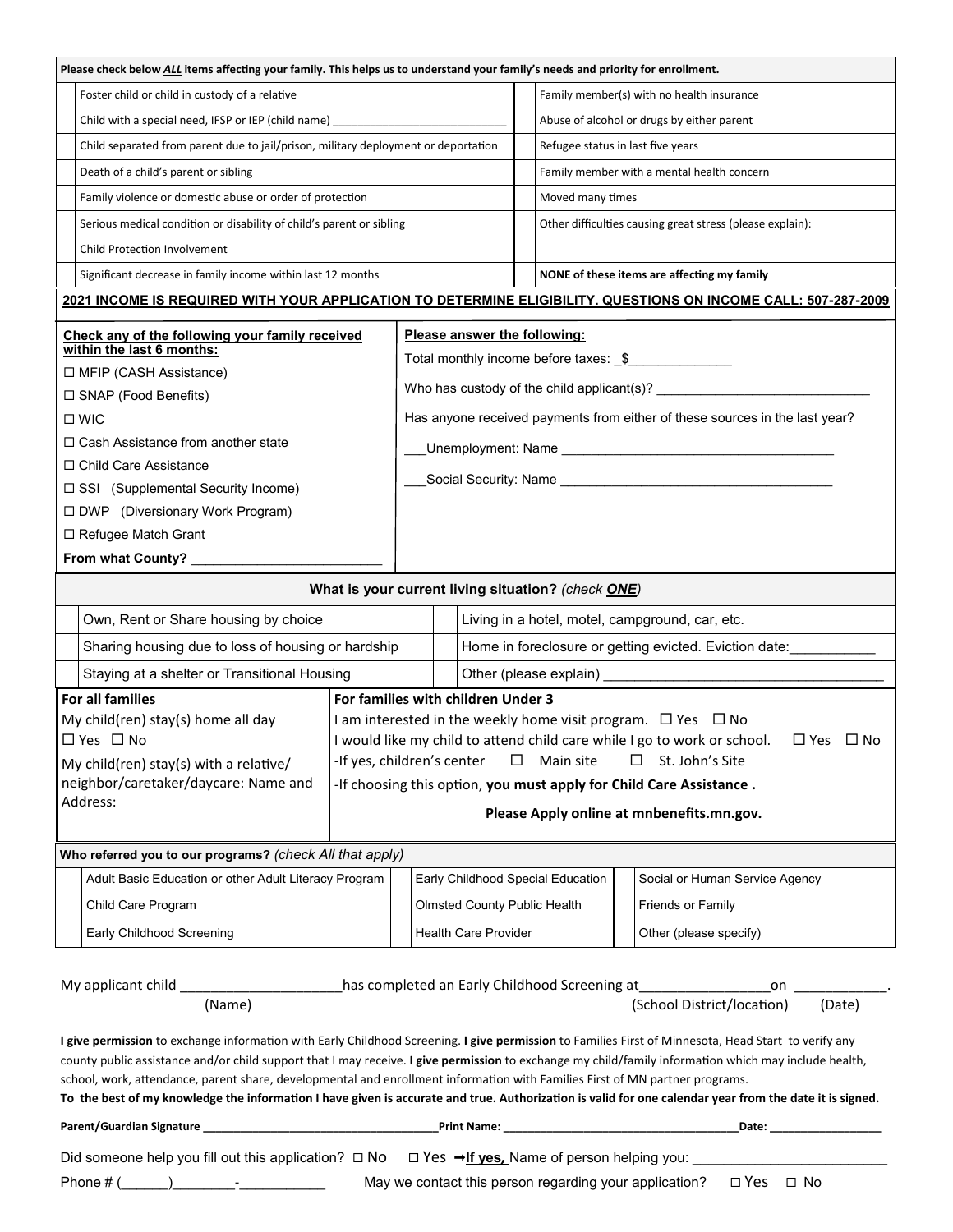| | | | |
|---|---|---|---|
| | Please check below ***ALL*** items affecting your family. This helps us to understand your family's needs and priority for enrollment. | | |
| | Foster child or child in custody of a relative | | Family member(s) with no health insurance |
| | Child with a special need, IFSP or IEP (child name) ___________________________ | | Abuse of alcohol or drugs by either parent |
| | Child separated from parent due to jail/prison, military deployment or deportation | | Refugee status in last five years |
| | Death of a child's parent or sibling | | Family member with a mental health concern |
| | Family violence or domestic abuse or order of protection | | Moved many times |
| | Serious medical condition or disability of child's parent or sibling | | Other difficulties causing great stress (please explain): |
| | Child Protection Involvement | | |
| | Significant decrease in family income within last 12 months | | **NONE of these items are affecting my family** |

**2021 INCOME IS REQUIRED WITH YOUR APPLICATION TO DETERMINE ELIGIBILITY. QUESTIONS ON INCOME CALL: 507-287-2009**

**Check any of the following your family received within the last 6 months:**

☐ MFIP (CASH Assistance)
☐ SNAP (Food Benefits)
☐ WIC
☐ Cash Assistance from another state
☐ Child Care Assistance
☐ SSI (Supplemental Security Income)
☐ DWP (Diversionary Work Program)
☐ Refugee Match Grant

**From what County?** _________________________

**Please answer the following:**

Total monthly income before taxes: $______________

Who has custody of the child applicant(s)? _____________________________

Has anyone received payments from either of these sources in the last year?

___Unemployment: Name ____________________________________

___Social Security: Name ____________________________________

**What is your current living situation?** *(check **ONE**)*

| | | | |
|---|---|---|---|
| | Own, Rent or Share housing by choice | | Living in a hotel, motel, campground, car, etc. |
| | Sharing housing due to loss of housing or hardship | | Home in foreclosure or getting evicted. Eviction date:___________ |
| | Staying at a shelter or Transitional Housing | | Other (please explain) ___________________________________ |

**For all families**

My child(ren) stay(s) home all day
☐ Yes ☐ No

My child(ren) stay(s) with a relative/ neighbor/caretaker/daycare: Name and Address:

**For families with children Under 3**

I am interested in the weekly home visit program. ☐ Yes ☐ No

I would like my child to attend child care while I go to work or school. ☐ Yes ☐ No

-If yes, children's center ☐ Main site ☐ St. John's Site

-If choosing this option, **you must apply for Child Care Assistance .**

**Please Apply online at mnbenefits.mn.gov.**

**Who referred you to our programs?** *(check All that apply)*

| | | | | | |
|---|---|---|---|---|---|
| | Adult Basic Education or other Adult Literacy Program | | Early Childhood Special Education | | Social or Human Service Agency |
| | Child Care Program | | Olmsted County Public Health | | Friends or Family |
| | Early Childhood Screening | | Health Care Provider | | Other (please specify) |

My applicant child _____________________ has completed an Early Childhood Screening at_________________on ____________.
(Name) (School District/location) (Date)

**I give permission** to exchange information with Early Childhood Screening. **I give permission** to Families First of Minnesota, Head Start to verify any county public assistance and/or child support that I may receive. **I give permission** to exchange my child/family information which may include health, school, work, attendance, parent share, developmental and enrollment information with Families First of MN partner programs.
**To the best of my knowledge the information I have given is accurate and true. Authorization is valid for one calendar year from the date it is signed.**

**Parent/Guardian Signature** _____________________________________ **Print Name:** _____________________________________ **Date:** __________________

Did someone help you fill out this application? ☐ No ☐ Yes ➡**If yes,** Name of person helping you: _________________________

Phone # (______)________-___________ May we contact this person regarding your application? ☐ Yes ☐ No